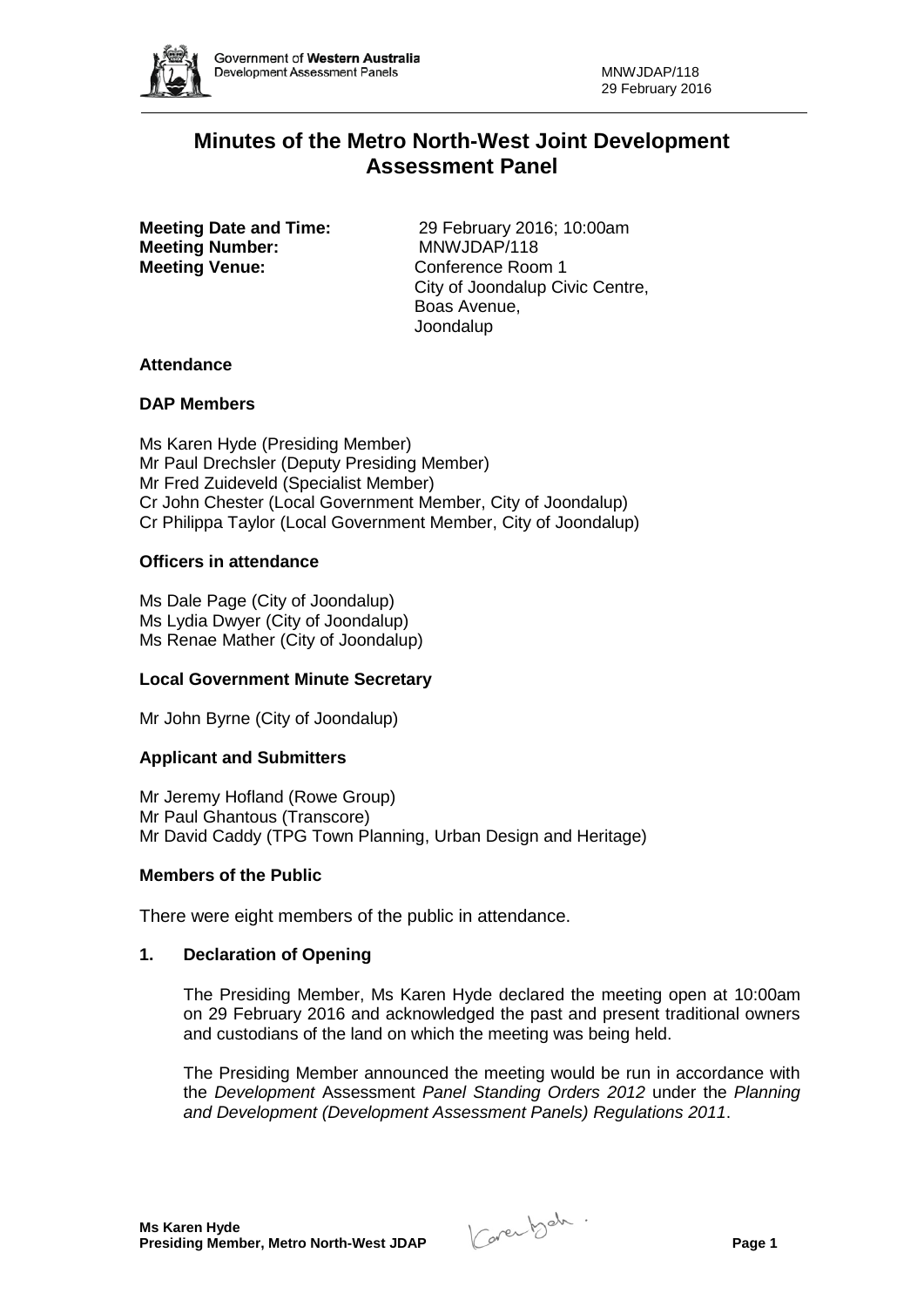# Minutes of the Metro North-West Joint Development Assessment Panel

**Meeting Date and Time:** 29 February 2016; 10:00am
**Meeting Number:** MNWJDAP/118
**Meeting Venue:** Conference Room 1
City of Joondalup Civic Centre,
Boas Avenue,
Joondalup

### Attendance

### DAP Members

Ms Karen Hyde (Presiding Member)
Mr Paul Drechsler (Deputy Presiding Member)
Mr Fred Zuideveld (Specialist Member)
Cr John Chester (Local Government Member, City of Joondalup)
Cr Philippa Taylor (Local Government Member, City of Joondalup)

### Officers in attendance

Ms Dale Page (City of Joondalup)
Ms Lydia Dwyer (City of Joondalup)
Ms Renae Mather (City of Joondalup)

### Local Government Minute Secretary

Mr John Byrne (City of Joondalup)

### Applicant and Submitters

Mr Jeremy Hofland (Rowe Group)
Mr Paul Ghantous (Transcore)
Mr David Caddy (TPG Town Planning, Urban Design and Heritage)

### Members of the Public

There were eight members of the public in attendance.

### 1. Declaration of Opening

The Presiding Member, Ms Karen Hyde declared the meeting open at 10:00am on 29 February 2016 and acknowledged the past and present traditional owners and custodians of the land on which the meeting was being held.

The Presiding Member announced the meeting would be run in accordance with the *Development* Assessment *Panel Standing Orders 2012* under the *Planning and Development (Development Assessment Panels) Regulations 2011*.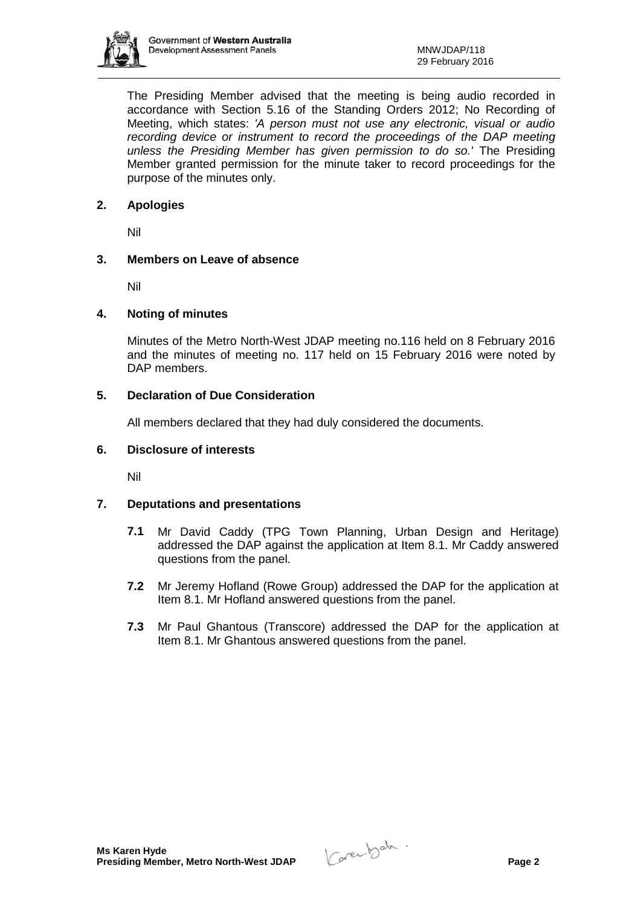The Presiding Member advised that the meeting is being audio recorded in accordance with Section 5.16 of the Standing Orders 2012; No Recording of Meeting, which states: *'A person must not use any electronic, visual or audio recording device or instrument to record the proceedings of the DAP meeting unless the Presiding Member has given permission to do so.'* The Presiding Member granted permission for the minute taker to record proceedings for the purpose of the minutes only.

## 2. Apologies

Nil

## 3. Members on Leave of absence

Nil

## 4. Noting of minutes

Minutes of the Metro North-West JDAP meeting no.116 held on 8 February 2016 and the minutes of meeting no. 117 held on 15 February 2016 were noted by DAP members.

## 5. Declaration of Due Consideration

All members declared that they had duly considered the documents.

## 6. Disclosure of interests

Nil

## 7. Deputations and presentations

**7.1** Mr David Caddy (TPG Town Planning, Urban Design and Heritage) addressed the DAP against the application at Item 8.1. Mr Caddy answered questions from the panel.

**7.2** Mr Jeremy Hofland (Rowe Group) addressed the DAP for the application at Item 8.1. Mr Hofland answered questions from the panel.

**7.3** Mr Paul Ghantous (Transcore) addressed the DAP for the application at Item 8.1. Mr Ghantous answered questions from the panel.

**Ms Karen Hyde**
**Presiding Member, Metro North-West JDAP**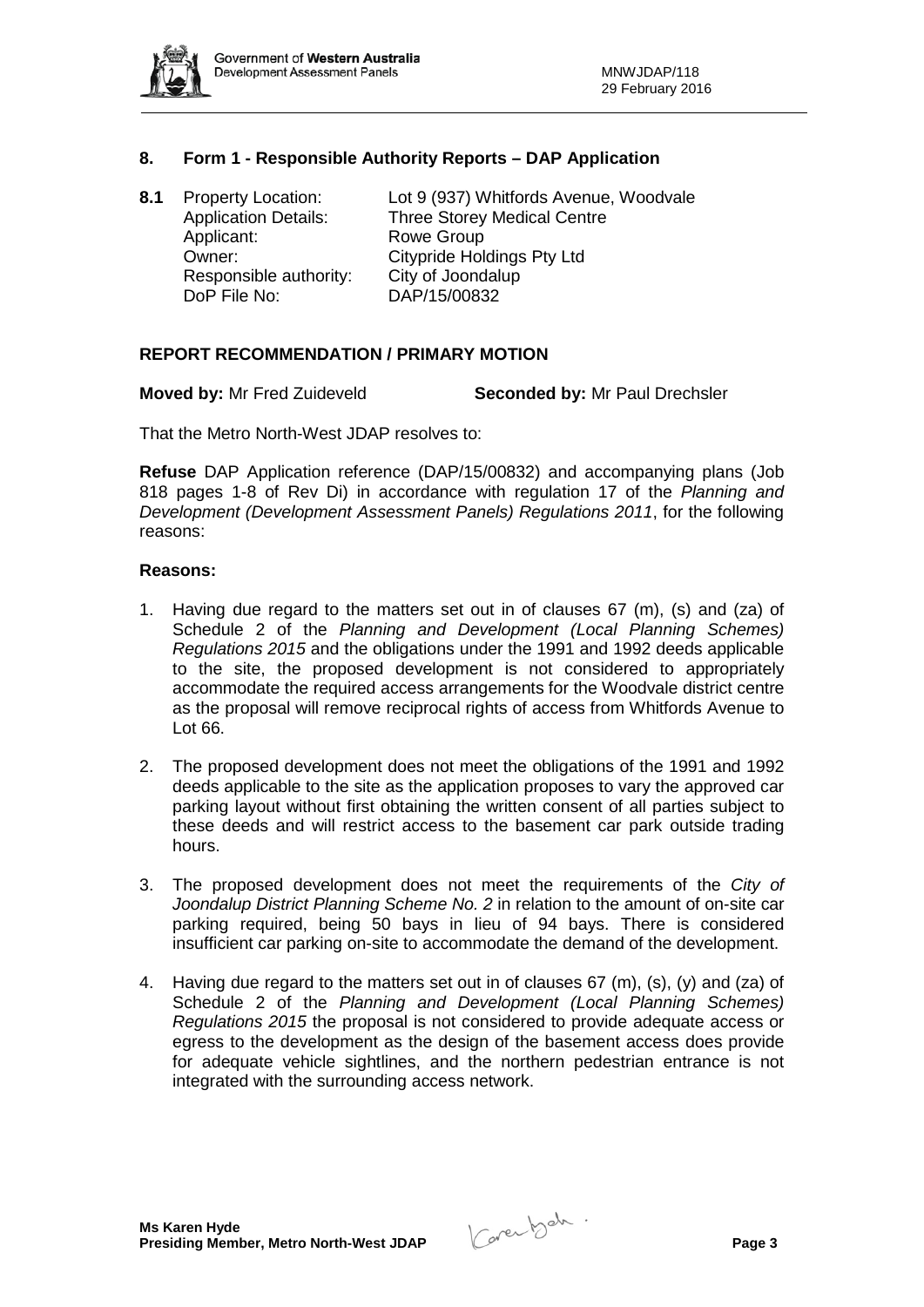## 8. Form 1 - Responsible Authority Reports – DAP Application

**8.1** Property Location: Lot 9 (937) Whitfords Avenue, Woodvale
Application Details: Three Storey Medical Centre
Applicant: Rowe Group
Owner: Citypride Holdings Pty Ltd
Responsible authority: City of Joondalup
DoP File No: DAP/15/00832

### REPORT RECOMMENDATION / PRIMARY MOTION

**Moved by:** Mr Fred Zuideveld **Seconded by:** Mr Paul Drechsler

That the Metro North-West JDAP resolves to:

**Refuse** DAP Application reference (DAP/15/00832) and accompanying plans (Job 818 pages 1-8 of Rev Di) in accordance with regulation 17 of the *Planning and Development (Development Assessment Panels) Regulations 2011*, for the following reasons:

**Reasons:**

1. Having due regard to the matters set out in of clauses 67 (m), (s) and (za) of Schedule 2 of the *Planning and Development (Local Planning Schemes) Regulations 2015* and the obligations under the 1991 and 1992 deeds applicable to the site, the proposed development is not considered to appropriately accommodate the required access arrangements for the Woodvale district centre as the proposal will remove reciprocal rights of access from Whitfords Avenue to Lot 66.

2. The proposed development does not meet the obligations of the 1991 and 1992 deeds applicable to the site as the application proposes to vary the approved car parking layout without first obtaining the written consent of all parties subject to these deeds and will restrict access to the basement car park outside trading hours.

3. The proposed development does not meet the requirements of the *City of Joondalup District Planning Scheme No. 2* in relation to the amount of on-site car parking required, being 50 bays in lieu of 94 bays. There is considered insufficient car parking on-site to accommodate the demand of the development.

4. Having due regard to the matters set out in of clauses 67 (m), (s), (y) and (za) of Schedule 2 of the *Planning and Development (Local Planning Schemes) Regulations 2015* the proposal is not considered to provide adequate access or egress to the development as the design of the basement access does provide for adequate vehicle sightlines, and the northern pedestrian entrance is not integrated with the surrounding access network.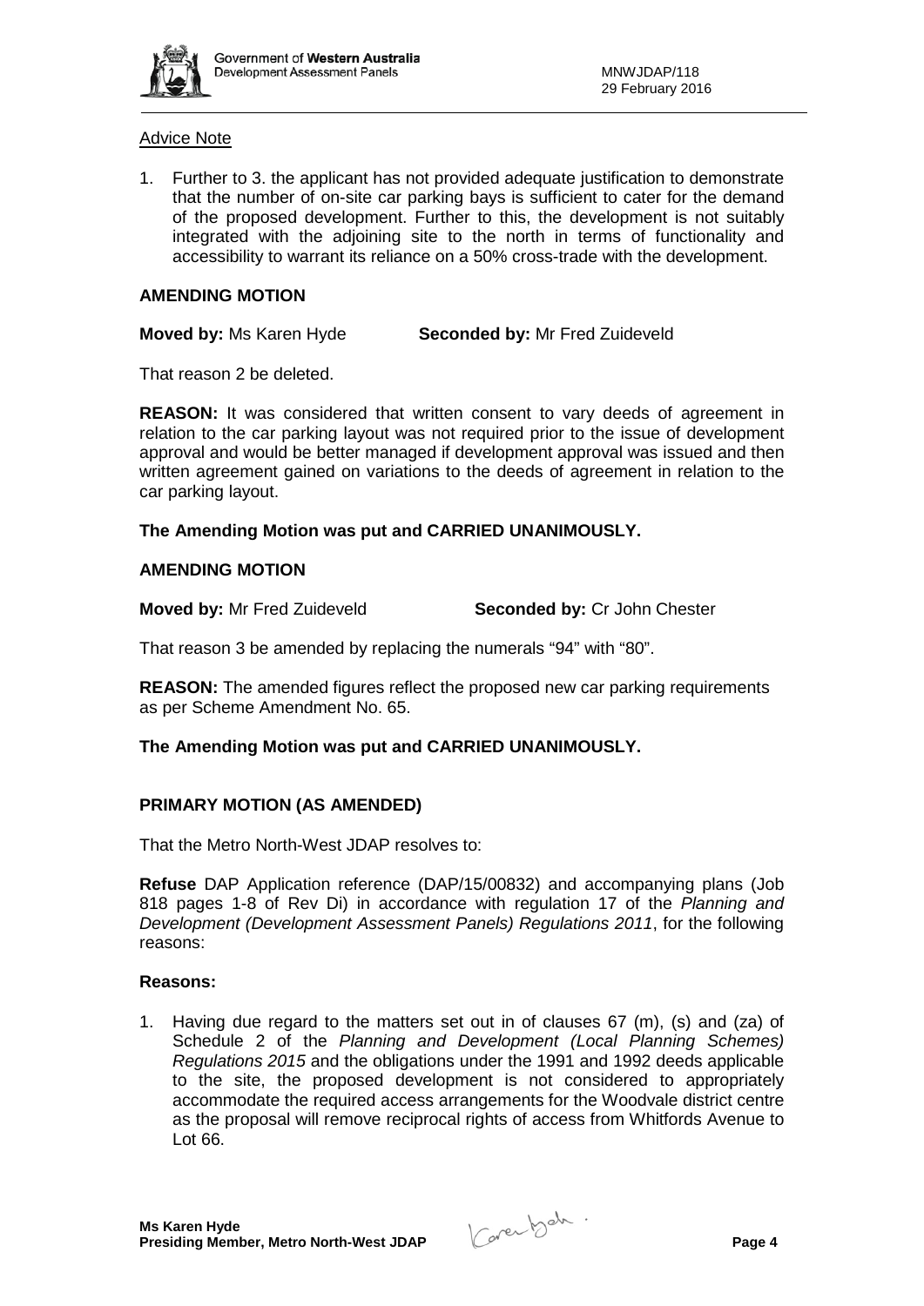Advice Note

1. Further to 3. the applicant has not provided adequate justification to demonstrate that the number of on-site car parking bays is sufficient to cater for the demand of the proposed development. Further to this, the development is not suitably integrated with the adjoining site to the north in terms of functionality and accessibility to warrant its reliance on a 50% cross-trade with the development.

**AMENDING MOTION**

**Moved by:** Ms Karen Hyde **Seconded by:** Mr Fred Zuideveld

That reason 2 be deleted.

**REASON:** It was considered that written consent to vary deeds of agreement in relation to the car parking layout was not required prior to the issue of development approval and would be better managed if development approval was issued and then written agreement gained on variations to the deeds of agreement in relation to the car parking layout.

**The Amending Motion was put and CARRIED UNANIMOUSLY.**

**AMENDING MOTION**

**Moved by:** Mr Fred Zuideveld **Seconded by:** Cr John Chester

That reason 3 be amended by replacing the numerals "94" with "80".

**REASON:** The amended figures reflect the proposed new car parking requirements as per Scheme Amendment No. 65.

**The Amending Motion was put and CARRIED UNANIMOUSLY.**

**PRIMARY MOTION (AS AMENDED)**

That the Metro North-West JDAP resolves to:

**Refuse** DAP Application reference (DAP/15/00832) and accompanying plans (Job 818 pages 1-8 of Rev Di) in accordance with regulation 17 of the *Planning and Development (Development Assessment Panels) Regulations 2011*, for the following reasons:

**Reasons:**

1. Having due regard to the matters set out in of clauses 67 (m), (s) and (za) of Schedule 2 of the *Planning and Development (Local Planning Schemes) Regulations 2015* and the obligations under the 1991 and 1992 deeds applicable to the site, the proposed development is not considered to appropriately accommodate the required access arrangements for the Woodvale district centre as the proposal will remove reciprocal rights of access from Whitfords Avenue to Lot 66.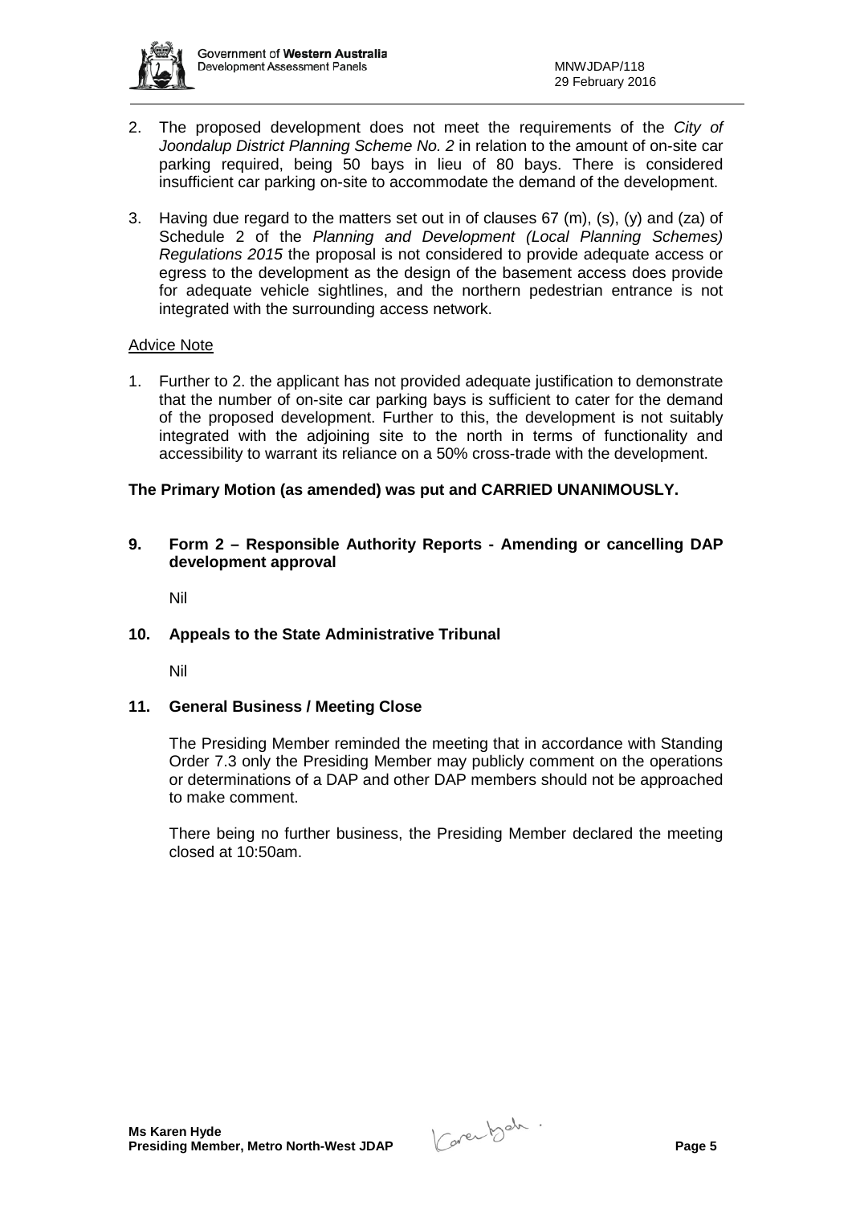2. The proposed development does not meet the requirements of the *City of Joondalup District Planning Scheme No. 2* in relation to the amount of on-site car parking required, being 50 bays in lieu of 80 bays. There is considered insufficient car parking on-site to accommodate the demand of the development.

3. Having due regard to the matters set out in of clauses 67 (m), (s), (y) and (za) of Schedule 2 of the *Planning and Development (Local Planning Schemes) Regulations 2015* the proposal is not considered to provide adequate access or egress to the development as the design of the basement access does provide for adequate vehicle sightlines, and the northern pedestrian entrance is not integrated with the surrounding access network.

<u>Advice Note</u>

1. Further to 2. the applicant has not provided adequate justification to demonstrate that the number of on-site car parking bays is sufficient to cater for the demand of the proposed development. Further to this, the development is not suitably integrated with the adjoining site to the north in terms of functionality and accessibility to warrant its reliance on a 50% cross-trade with the development.

**The Primary Motion (as amended) was put and CARRIED UNANIMOUSLY.**

**9. Form 2 – Responsible Authority Reports - Amending or cancelling DAP development approval**

Nil

**10. Appeals to the State Administrative Tribunal**

Nil

**11. General Business / Meeting Close**

The Presiding Member reminded the meeting that in accordance with Standing Order 7.3 only the Presiding Member may publicly comment on the operations or determinations of a DAP and other DAP members should not be approached to make comment.

There being no further business, the Presiding Member declared the meeting closed at 10:50am.

**Ms Karen Hyde**
**Presiding Member, Metro North-West JDAP**